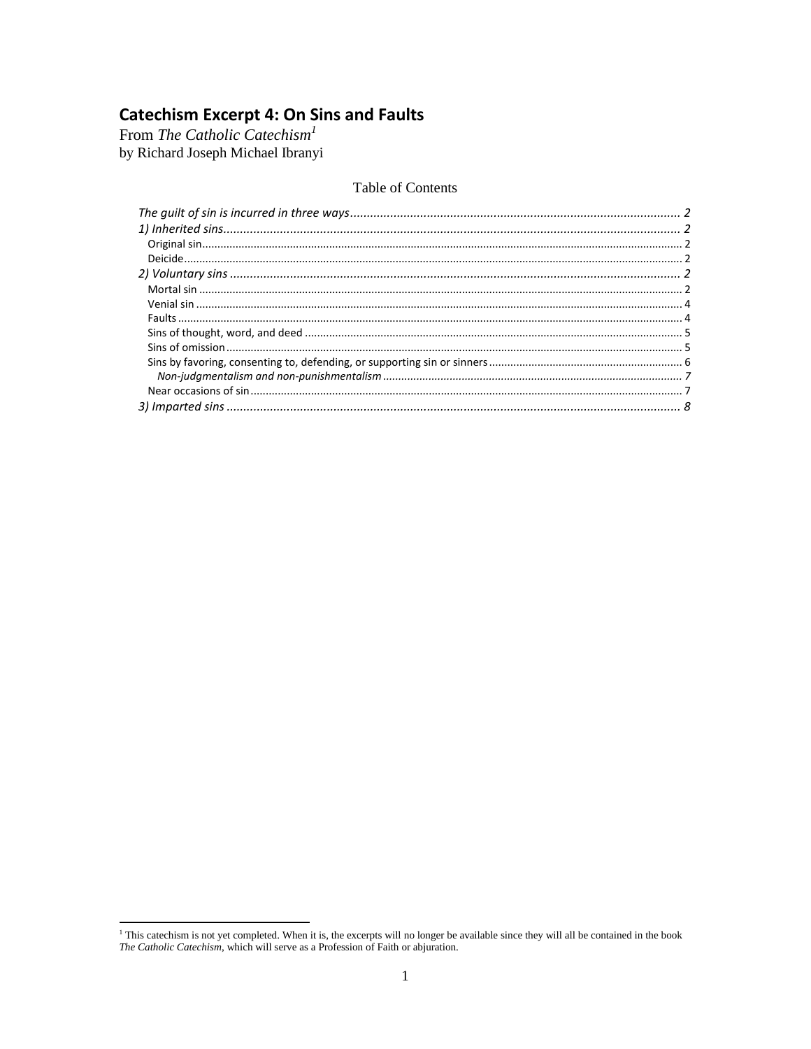# Catechism Excerpt 4: On Sins and Faults

From *The Catholic Catechism*[1]
by Richard Joseph Michael Ibranyi

## Table of Contents

*The guilt of sin is incurred in three ways* ..... *2*
*1) Inherited sins* ..... *2*
- Original sin ..... 2
- Deicide ..... 2

*2) Voluntary sins* ..... *2*
- Mortal sin ..... 2
- Venial sin ..... 4
- Faults ..... 4
- Sins of thought, word, and deed ..... 5
- Sins of omission ..... 5
- Sins by favoring, consenting to, defending, or supporting sin or sinners ..... 6
  - *Non-judgmentalism and non-punishmentalism* ..... *7*
- Near occasions of sin ..... 7

*3) Imparted sins* ..... *8*

---

[1] This catechism is not yet completed. When it is, the excerpts will no longer be available since they will all be contained in the book *The Catholic Catechism*, which will serve as a Profession of Faith or abjuration.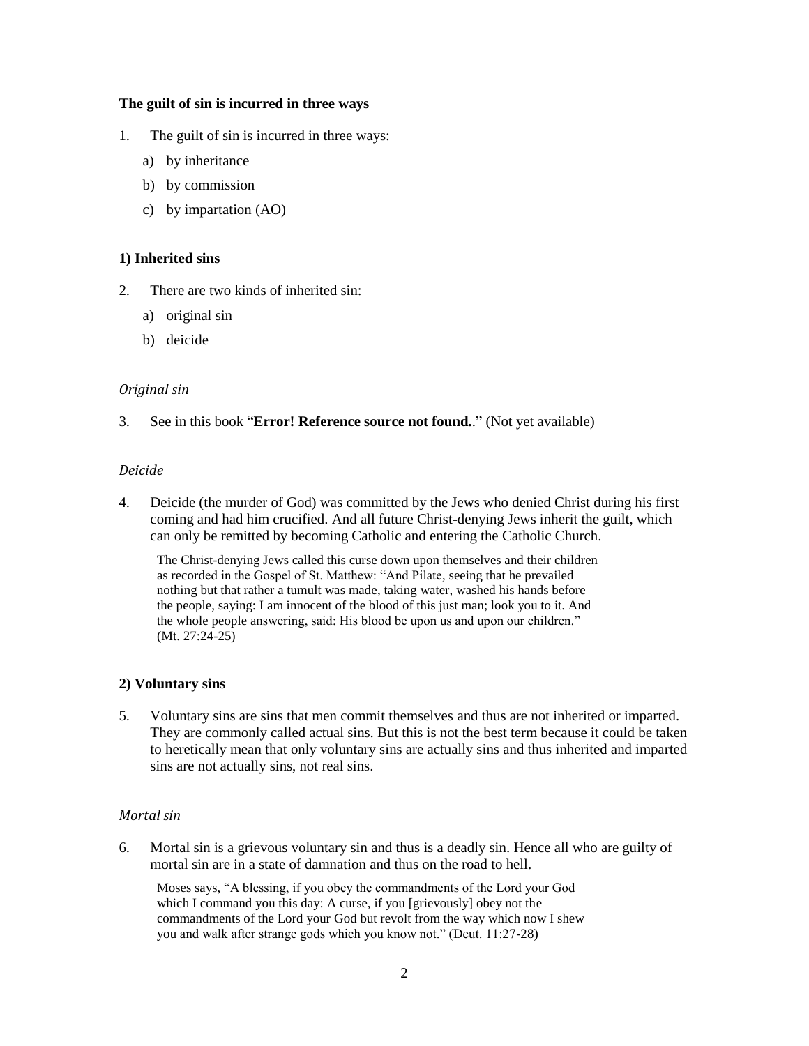**The guilt of sin is incurred in three ways**

1. The guilt of sin is incurred in three ways:

   a) by inheritance

   b) by commission

   c) by impartation (AO)

**1) Inherited sins**

2. There are two kinds of inherited sin:

   a) original sin

   b) deicide

*Original sin*

3. See in this book "**Error! Reference source not found.**." (Not yet available)

*Deicide*

4. Deicide (the murder of God) was committed by the Jews who denied Christ during his first coming and had him crucified. And all future Christ-denying Jews inherit the guilt, which can only be remitted by becoming Catholic and entering the Catholic Church.

> The Christ-denying Jews called this curse down upon themselves and their children as recorded in the Gospel of St. Matthew: "And Pilate, seeing that he prevailed nothing but that rather a tumult was made, taking water, washed his hands before the people, saying: I am innocent of the blood of this just man; look you to it. And the whole people answering, said: His blood be upon us and upon our children." (Mt. 27:24-25)

**2) Voluntary sins**

5. Voluntary sins are sins that men commit themselves and thus are not inherited or imparted. They are commonly called actual sins. But this is not the best term because it could be taken to heretically mean that only voluntary sins are actually sins and thus inherited and imparted sins are not actually sins, not real sins.

*Mortal sin*

6. Mortal sin is a grievous voluntary sin and thus is a deadly sin. Hence all who are guilty of mortal sin are in a state of damnation and thus on the road to hell.

> Moses says, "A blessing, if you obey the commandments of the Lord your God which I command you this day: A curse, if you [grievously] obey not the commandments of the Lord your God but revolt from the way which now I shew you and walk after strange gods which you know not." (Deut. 11:27-28)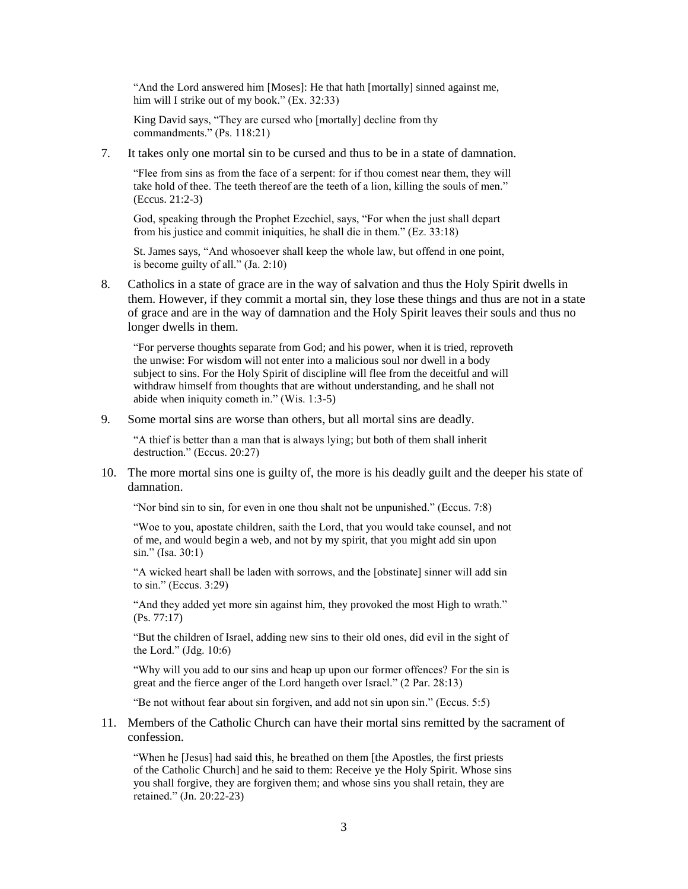> "And the Lord answered him [Moses]: He that hath [mortally] sinned against me, him will I strike out of my book." (Ex. 32:33)

> King David says, "They are cursed who [mortally] decline from thy commandments." (Ps. 118:21)

7. It takes only one mortal sin to be cursed and thus to be in a state of damnation.

> "Flee from sins as from the face of a serpent: for if thou comest near them, they will take hold of thee. The teeth thereof are the teeth of a lion, killing the souls of men." (Eccus. 21:2-3)

> God, speaking through the Prophet Ezechiel, says, "For when the just shall depart from his justice and commit iniquities, he shall die in them." (Ez. 33:18)

> St. James says, "And whosoever shall keep the whole law, but offend in one point, is become guilty of all." (Ja. 2:10)

8. Catholics in a state of grace are in the way of salvation and thus the Holy Spirit dwells in them. However, if they commit a mortal sin, they lose these things and thus are not in a state of grace and are in the way of damnation and the Holy Spirit leaves their souls and thus no longer dwells in them.

> "For perverse thoughts separate from God; and his power, when it is tried, reproveth the unwise: For wisdom will not enter into a malicious soul nor dwell in a body subject to sins. For the Holy Spirit of discipline will flee from the deceitful and will withdraw himself from thoughts that are without understanding, and he shall not abide when iniquity cometh in." (Wis. 1:3-5)

9. Some mortal sins are worse than others, but all mortal sins are deadly.

> "A thief is better than a man that is always lying; but both of them shall inherit destruction." (Eccus. 20:27)

10. The more mortal sins one is guilty of, the more is his deadly guilt and the deeper his state of damnation.

> "Nor bind sin to sin, for even in one thou shalt not be unpunished." (Eccus. 7:8)

> "Woe to you, apostate children, saith the Lord, that you would take counsel, and not of me, and would begin a web, and not by my spirit, that you might add sin upon sin." (Isa. 30:1)

> "A wicked heart shall be laden with sorrows, and the [obstinate] sinner will add sin to sin." (Eccus. 3:29)

> "And they added yet more sin against him, they provoked the most High to wrath." (Ps. 77:17)

> "But the children of Israel, adding new sins to their old ones, did evil in the sight of the Lord." (Jdg. 10:6)

> "Why will you add to our sins and heap up upon our former offences? For the sin is great and the fierce anger of the Lord hangeth over Israel." (2 Par. 28:13)

> "Be not without fear about sin forgiven, and add not sin upon sin." (Eccus. 5:5)

11. Members of the Catholic Church can have their mortal sins remitted by the sacrament of confession.

> "When he [Jesus] had said this, he breathed on them [the Apostles, the first priests of the Catholic Church] and he said to them: Receive ye the Holy Spirit. Whose sins you shall forgive, they are forgiven them; and whose sins you shall retain, they are retained." (Jn. 20:22-23)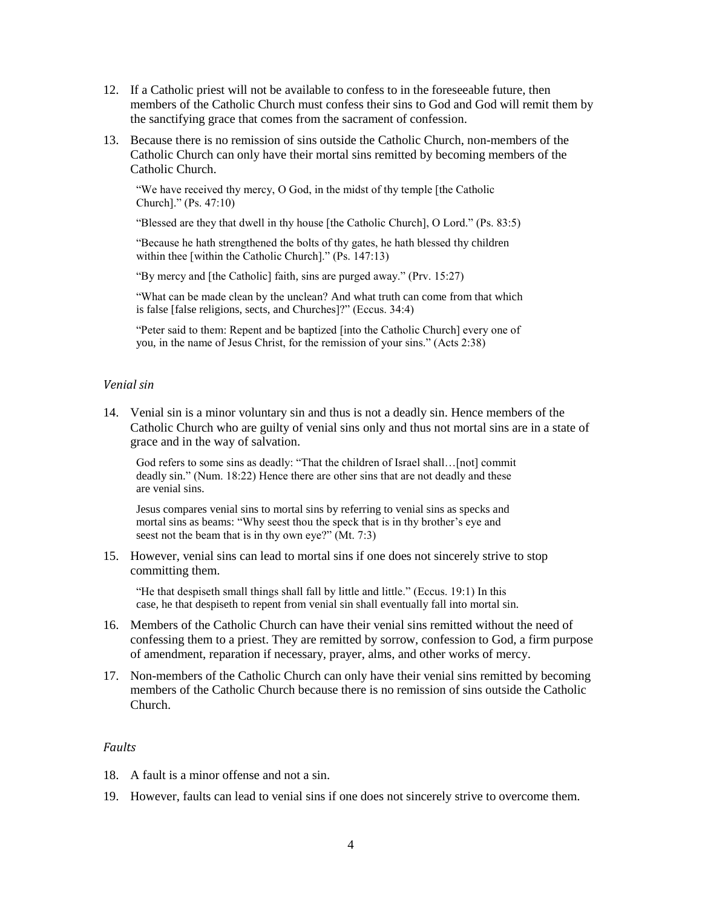12. If a Catholic priest will not be available to confess to in the foreseeable future, then members of the Catholic Church must confess their sins to God and God will remit them by the sanctifying grace that comes from the sacrament of confession.

13. Because there is no remission of sins outside the Catholic Church, non-members of the Catholic Church can only have their mortal sins remitted by becoming members of the Catholic Church.

    "We have received thy mercy, O God, in the midst of thy temple [the Catholic Church]." (Ps. 47:10)

    "Blessed are they that dwell in thy house [the Catholic Church], O Lord." (Ps. 83:5)

    "Because he hath strengthened the bolts of thy gates, he hath blessed thy children within thee [within the Catholic Church]." (Ps. 147:13)

    "By mercy and [the Catholic] faith, sins are purged away." (Prv. 15:27)

    "What can be made clean by the unclean? And what truth can come from that which is false [false religions, sects, and Churches]?" (Eccus. 34:4)

    "Peter said to them: Repent and be baptized [into the Catholic Church] every one of you, in the name of Jesus Christ, for the remission of your sins." (Acts 2:38)

*Venial sin*

14. Venial sin is a minor voluntary sin and thus is not a deadly sin. Hence members of the Catholic Church who are guilty of venial sins only and thus not mortal sins are in a state of grace and in the way of salvation.

    God refers to some sins as deadly: "That the children of Israel shall…[not] commit deadly sin." (Num. 18:22) Hence there are other sins that are not deadly and these are venial sins.

    Jesus compares venial sins to mortal sins by referring to venial sins as specks and mortal sins as beams: "Why seest thou the speck that is in thy brother's eye and seest not the beam that is in thy own eye?" (Mt. 7:3)

15. However, venial sins can lead to mortal sins if one does not sincerely strive to stop committing them.

    "He that despiseth small things shall fall by little and little." (Eccus. 19:1) In this case, he that despiseth to repent from venial sin shall eventually fall into mortal sin.

16. Members of the Catholic Church can have their venial sins remitted without the need of confessing them to a priest. They are remitted by sorrow, confession to God, a firm purpose of amendment, reparation if necessary, prayer, alms, and other works of mercy.

17. Non-members of the Catholic Church can only have their venial sins remitted by becoming members of the Catholic Church because there is no remission of sins outside the Catholic Church.

*Faults*

18. A fault is a minor offense and not a sin.

19. However, faults can lead to venial sins if one does not sincerely strive to overcome them.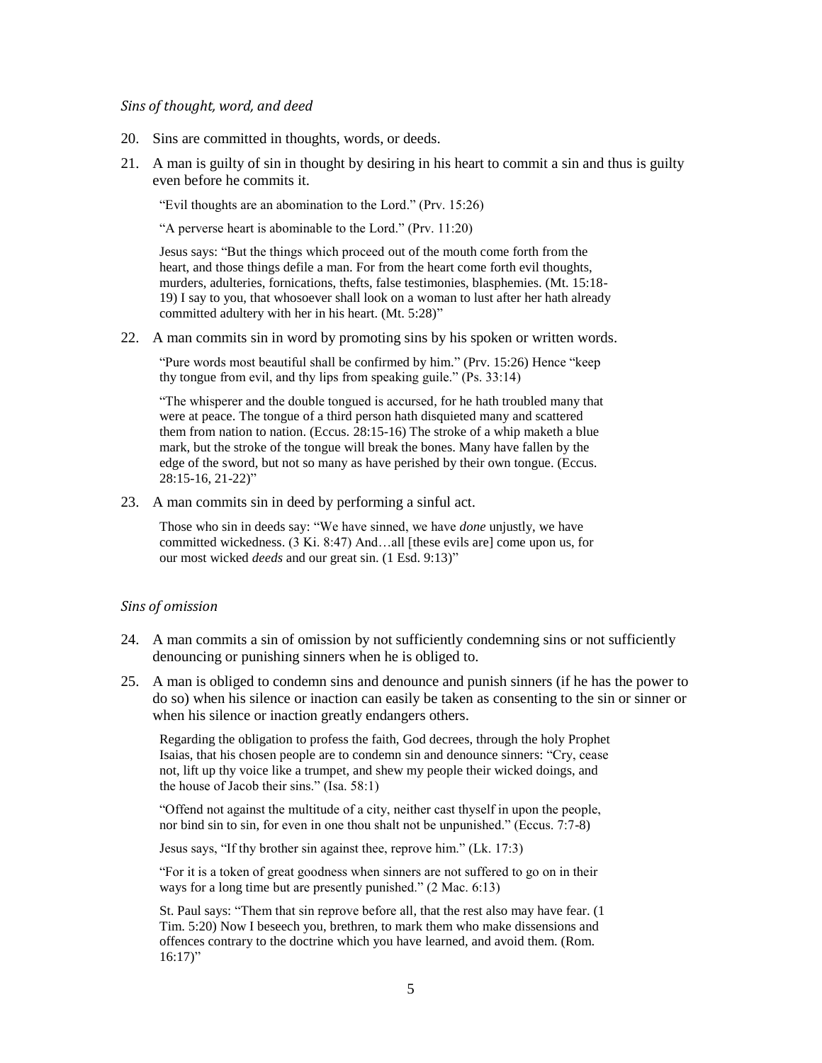*Sins of thought, word, and deed*

20. Sins are committed in thoughts, words, or deeds.

21. A man is guilty of sin in thought by desiring in his heart to commit a sin and thus is guilty even before he commits it.

   "Evil thoughts are an abomination to the Lord." (Prv. 15:26)

   "A perverse heart is abominable to the Lord." (Prv. 11:20)

   Jesus says: "But the things which proceed out of the mouth come forth from the heart, and those things defile a man. For from the heart come forth evil thoughts, murders, adulteries, fornications, thefts, false testimonies, blasphemies. (Mt. 15:18-19) I say to you, that whosoever shall look on a woman to lust after her hath already committed adultery with her in his heart. (Mt. 5:28)"

22. A man commits sin in word by promoting sins by his spoken or written words.

   "Pure words most beautiful shall be confirmed by him." (Prv. 15:26) Hence "keep thy tongue from evil, and thy lips from speaking guile." (Ps. 33:14)

   "The whisperer and the double tongued is accursed, for he hath troubled many that were at peace. The tongue of a third person hath disquieted many and scattered them from nation to nation. (Eccus. 28:15-16) The stroke of a whip maketh a blue mark, but the stroke of the tongue will break the bones. Many have fallen by the edge of the sword, but not so many as have perished by their own tongue. (Eccus. 28:15-16, 21-22)"

23. A man commits sin in deed by performing a sinful act.

   Those who sin in deeds say: "We have sinned, we have *done* unjustly, we have committed wickedness. (3 Ki. 8:47) And…all [these evils are] come upon us, for our most wicked *deeds* and our great sin. (1 Esd. 9:13)"

*Sins of omission*

24. A man commits a sin of omission by not sufficiently condemning sins or not sufficiently denouncing or punishing sinners when he is obliged to.

25. A man is obliged to condemn sins and denounce and punish sinners (if he has the power to do so) when his silence or inaction can easily be taken as consenting to the sin or sinner or when his silence or inaction greatly endangers others.

   Regarding the obligation to profess the faith, God decrees, through the holy Prophet Isaias, that his chosen people are to condemn sin and denounce sinners: "Cry, cease not, lift up thy voice like a trumpet, and shew my people their wicked doings, and the house of Jacob their sins." (Isa. 58:1)

   "Offend not against the multitude of a city, neither cast thyself in upon the people, nor bind sin to sin, for even in one thou shalt not be unpunished." (Eccus. 7:7-8)

   Jesus says, "If thy brother sin against thee, reprove him." (Lk. 17:3)

   "For it is a token of great goodness when sinners are not suffered to go on in their ways for a long time but are presently punished." (2 Mac. 6:13)

   St. Paul says: "Them that sin reprove before all, that the rest also may have fear. (1 Tim. 5:20) Now I beseech you, brethren, to mark them who make dissensions and offences contrary to the doctrine which you have learned, and avoid them. (Rom. 16:17)"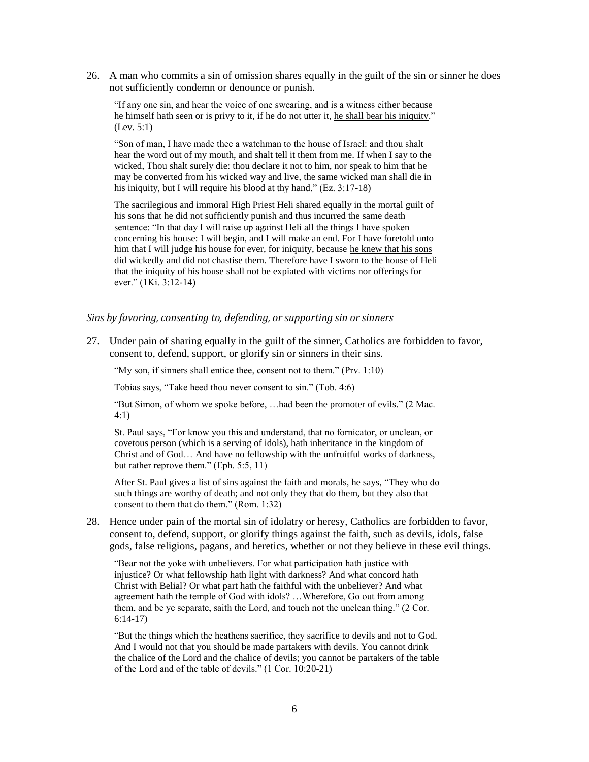26. A man who commits a sin of omission shares equally in the guilt of the sin or sinner he does not sufficiently condemn or denounce or punish.

    "If any one sin, and hear the voice of one swearing, and is a witness either because he himself hath seen or is privy to it, if he do not utter it, <u>he shall bear his iniquity</u>." (Lev. 5:1)

    "Son of man, I have made thee a watchman to the house of Israel: and thou shalt hear the word out of my mouth, and shalt tell it them from me. If when I say to the wicked, Thou shalt surely die: thou declare it not to him, nor speak to him that he may be converted from his wicked way and live, the same wicked man shall die in his iniquity, <u>but I will require his blood at thy hand</u>." (Ez. 3:17-18)

    The sacrilegious and immoral High Priest Heli shared equally in the mortal guilt of his sons that he did not sufficiently punish and thus incurred the same death sentence: "In that day I will raise up against Heli all the things I have spoken concerning his house: I will begin, and I will make an end. For I have foretold unto him that I will judge his house for ever, for iniquity, because <u>he knew that his sons did wickedly and did not chastise them</u>. Therefore have I sworn to the house of Heli that the iniquity of his house shall not be expiated with victims nor offerings for ever." (1Ki. 3:12-14)

*Sins by favoring, consenting to, defending, or supporting sin or sinners*

27. Under pain of sharing equally in the guilt of the sinner, Catholics are forbidden to favor, consent to, defend, support, or glorify sin or sinners in their sins.

    "My son, if sinners shall entice thee, consent not to them." (Prv. 1:10)

    Tobias says, "Take heed thou never consent to sin." (Tob. 4:6)

    "But Simon, of whom we spoke before, …had been the promoter of evils." (2 Mac. 4:1)

    St. Paul says, "For know you this and understand, that no fornicator, or unclean, or covetous person (which is a serving of idols), hath inheritance in the kingdom of Christ and of God… And have no fellowship with the unfruitful works of darkness, but rather reprove them." (Eph. 5:5, 11)

    After St. Paul gives a list of sins against the faith and morals, he says, "They who do such things are worthy of death; and not only they that do them, but they also that consent to them that do them." (Rom. 1:32)

28. Hence under pain of the mortal sin of idolatry or heresy, Catholics are forbidden to favor, consent to, defend, support, or glorify things against the faith, such as devils, idols, false gods, false religions, pagans, and heretics, whether or not they believe in these evil things.

    "Bear not the yoke with unbelievers. For what participation hath justice with injustice? Or what fellowship hath light with darkness? And what concord hath Christ with Belial? Or what part hath the faithful with the unbeliever? And what agreement hath the temple of God with idols? …Wherefore, Go out from among them, and be ye separate, saith the Lord, and touch not the unclean thing." (2 Cor. 6:14-17)

    "But the things which the heathens sacrifice, they sacrifice to devils and not to God. And I would not that you should be made partakers with devils. You cannot drink the chalice of the Lord and the chalice of devils; you cannot be partakers of the table of the Lord and of the table of devils." (1 Cor. 10:20-21)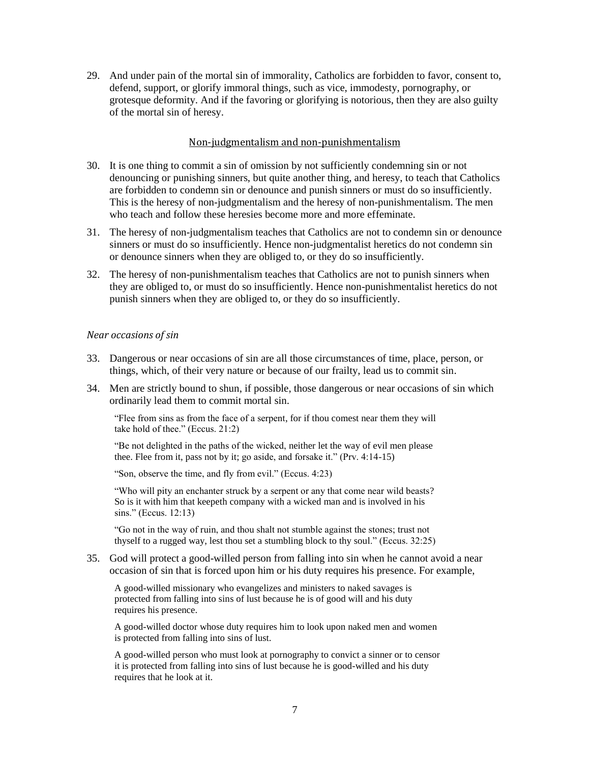29. And under pain of the mortal sin of immorality, Catholics are forbidden to favor, consent to, defend, support, or glorify immoral things, such as vice, immodesty, pornography, or grotesque deformity. And if the favoring or glorifying is notorious, then they are also guilty of the mortal sin of heresy.

## Non-judgmentalism and non-punishmentalism

30. It is one thing to commit a sin of omission by not sufficiently condemning sin or not denouncing or punishing sinners, but quite another thing, and heresy, to teach that Catholics are forbidden to condemn sin or denounce and punish sinners or must do so insufficiently. This is the heresy of non-judgmentalism and the heresy of non-punishmentalism. The men who teach and follow these heresies become more and more effeminate.

31. The heresy of non-judgmentalism teaches that Catholics are not to condemn sin or denounce sinners or must do so insufficiently. Hence non-judgmentalist heretics do not condemn sin or denounce sinners when they are obliged to, or they do so insufficiently.

32. The heresy of non-punishmentalism teaches that Catholics are not to punish sinners when they are obliged to, or must do so insufficiently. Hence non-punishmentalist heretics do not punish sinners when they are obliged to, or they do so insufficiently.

### *Near occasions of sin*

33. Dangerous or near occasions of sin are all those circumstances of time, place, person, or things, which, of their very nature or because of our frailty, lead us to commit sin.

34. Men are strictly bound to shun, if possible, those dangerous or near occasions of sin which ordinarily lead them to commit mortal sin.

    > "Flee from sins as from the face of a serpent, for if thou comest near them they will take hold of thee." (Eccus. 21:2)
    >
    > "Be not delighted in the paths of the wicked, neither let the way of evil men please thee. Flee from it, pass not by it; go aside, and forsake it." (Prv. 4:14-15)
    >
    > "Son, observe the time, and fly from evil." (Eccus. 4:23)
    >
    > "Who will pity an enchanter struck by a serpent or any that come near wild beasts? So is it with him that keepeth company with a wicked man and is involved in his sins." (Eccus. 12:13)
    >
    > "Go not in the way of ruin, and thou shalt not stumble against the stones; trust not thyself to a rugged way, lest thou set a stumbling block to thy soul." (Eccus. 32:25)

35. God will protect a good-willed person from falling into sin when he cannot avoid a near occasion of sin that is forced upon him or his duty requires his presence. For example,

    > A good-willed missionary who evangelizes and ministers to naked savages is protected from falling into sins of lust because he is of good will and his duty requires his presence.
    >
    > A good-willed doctor whose duty requires him to look upon naked men and women is protected from falling into sins of lust.
    >
    > A good-willed person who must look at pornography to convict a sinner or to censor it is protected from falling into sins of lust because he is good-willed and his duty requires that he look at it.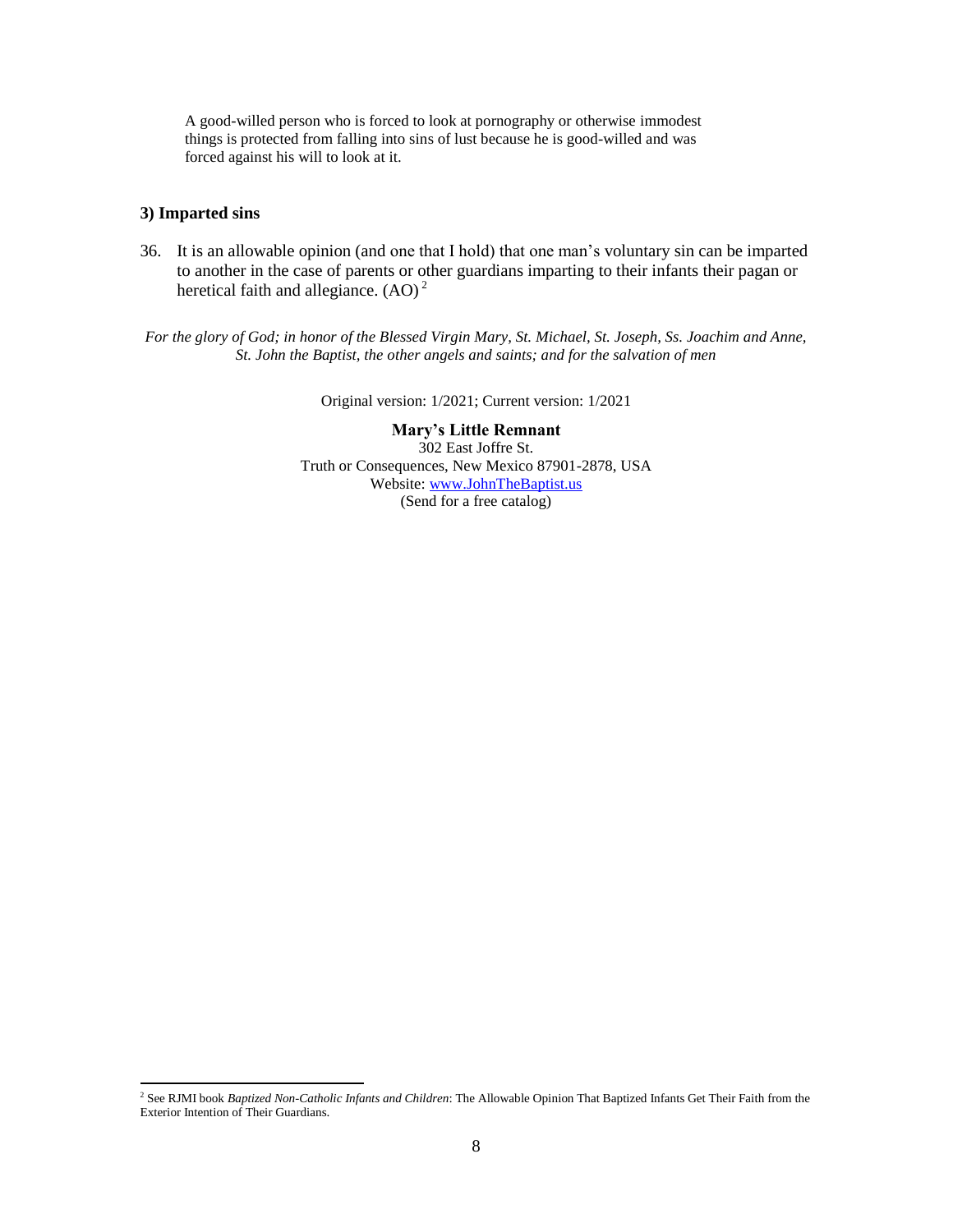> A good-willed person who is forced to look at pornography or otherwise immodest things is protected from falling into sins of lust because he is good-willed and was forced against his will to look at it.

### 3) Imparted sins

36. It is an allowable opinion (and one that I hold) that one man's voluntary sin can be imparted to another in the case of parents or other guardians imparting to their infants their pagan or heretical faith and allegiance. (AO) [2]

*For the glory of God; in honor of the Blessed Virgin Mary, St. Michael, St. Joseph, Ss. Joachim and Anne, St. John the Baptist, the other angels and saints; and for the salvation of men*

Original version: 1/2021; Current version: 1/2021

**Mary's Little Remnant**
302 East Joffre St.
Truth or Consequences, New Mexico 87901-2878, USA
Website: www.JohnTheBaptist.us
(Send for a free catalog)

[2] See RJMI book *Baptized Non-Catholic Infants and Children*: The Allowable Opinion That Baptized Infants Get Their Faith from the Exterior Intention of Their Guardians.